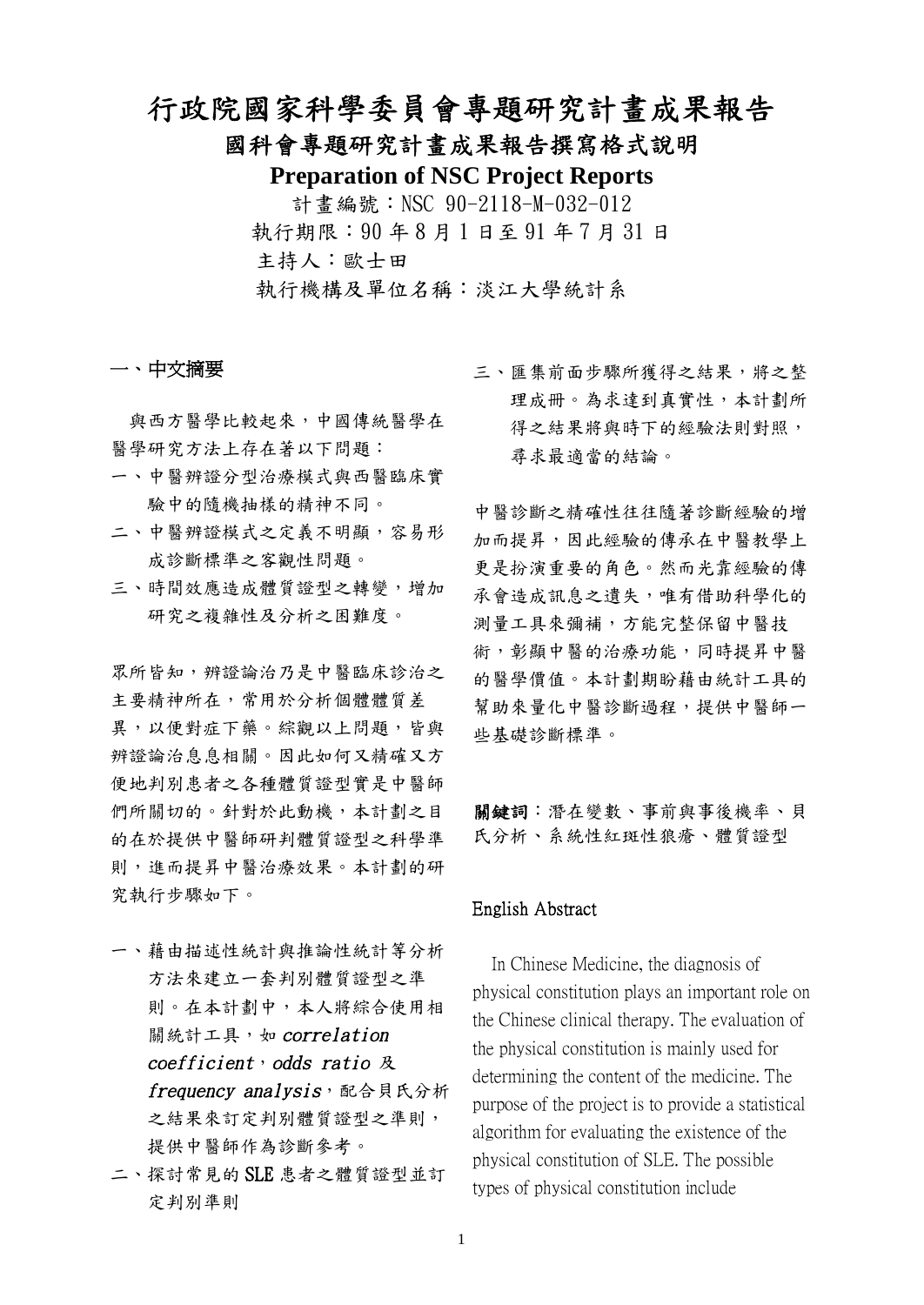# 行政院國家科學委員會專題研究計畫成果報告

## 國科會專題研究計畫成果報告撰寫格式說明

## Preparation of NSC Project Reports

計畫編號：NSC 90-2118-M-032-012

執行期限：90 年 8 月 1 日至 91 年 7 月 31 日

主持人：歐士田

執行機構及單位名稱：淡江大學統計系

### 一、中文摘要

與西方醫學比較起來，中國傳統醫學在醫學研究方法上存在著以下問題：

一、中醫辨證分型治療模式與西醫臨床實驗中的隨機抽樣的精神不同。

二、中醫辨證模式之定義不明顯，容易形成診斷標準之客觀性問題。

三、時間效應造成體質證型之轉變，增加研究之複雜性及分析之困難度。

眾所皆知，辨證論治乃是中醫臨床診治之主要精神所在，常用於分析個體體質差異，以便對症下藥。綜觀以上問題，皆與辨證論治息息相關。因此如何又精確又方便地判別患者之各種體質證型實是中醫師們所關切的。針對於此動機，本計劃之目的在於提供中醫師研判體質證型之科學準則，進而提昇中醫治療效果。本計劃的研究執行步驟如下。

一、藉由描述性統計與推論性統計等分析方法來建立一套判別體質證型之準則。在本計劃中，本人將綜合使用相關統計工具，如 *correlation coefficient*，*odds ratio* 及 *frequency analysis*，配合貝氏分析之結果來訂定判別體質證型之準則，提供中醫師作為診斷參考。

二、探討常見的 SLE 患者之體質證型並訂定判別準則

三、匯集前面步驟所獲得之結果，將之整理成冊。為求達到真實性，本計劃所得之結果將與時下的經驗法則對照，尋求最適當的結論。

中醫診斷之精確性往往隨著診斷經驗的增加而提昇，因此經驗的傳承在中醫教學上更是扮演重要的角色。然而光靠經驗的傳承會造成訊息之遺失，唯有借助科學化的測量工具來彌補，方能完整保留中醫技術，彰顯中醫的治療功能，同時提昇中醫的醫學價值。本計劃期盼藉由統計工具的幫助來量化中醫診斷過程，提供中醫師一些基礎診斷標準。

**關鍵詞**：潛在變數、事前與事後機率、貝氏分析、系統性紅斑性狼瘡、體質證型

### English Abstract

In Chinese Medicine, the diagnosis of physical constitution plays an important role on the Chinese clinical therapy. The evaluation of the physical constitution is mainly used for determining the content of the medicine. The purpose of the project is to provide a statistical algorithm for evaluating the existence of the physical constitution of SLE. The possible types of physical constitution include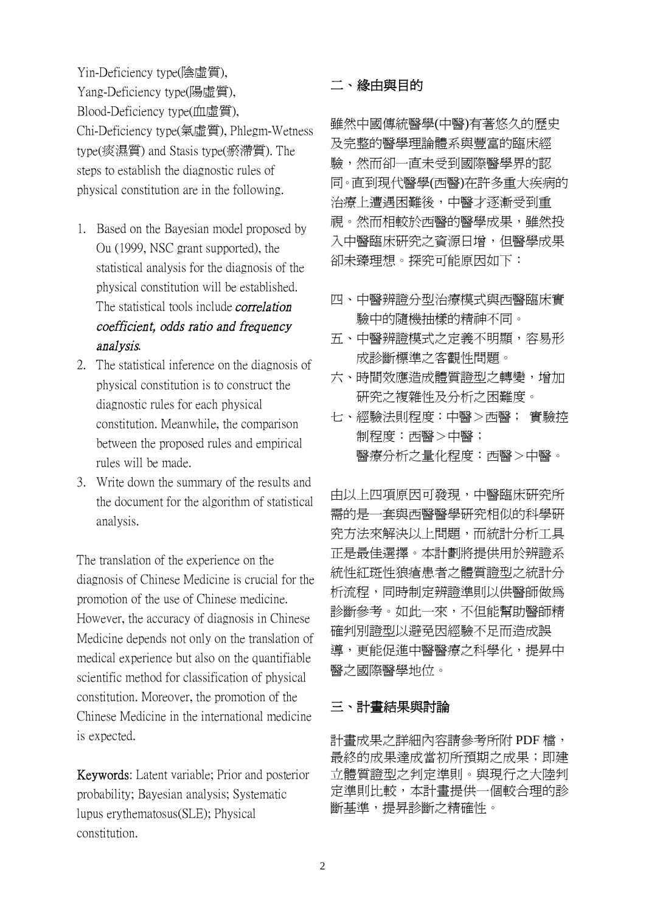Yin-Deficiency type(陰虛質), Yang-Deficiency type(陽虛質), Blood-Deficiency type(血虛質), Chi-Deficiency type(氣虛質), Phlegm-Wetness type(痰濕質) and Stasis type(瘀滯質). The steps to establish the diagnostic rules of physical constitution are in the following.

1. Based on the Bayesian model proposed by Ou (1999, NSC grant supported), the statistical analysis for the diagnosis of the physical constitution will be established. The statistical tools include ***correlation coefficient, odds ratio and frequency analysis***.
2. The statistical inference on the diagnosis of physical constitution is to construct the diagnostic rules for each physical constitution. Meanwhile, the comparison between the proposed rules and empirical rules will be made.
3. Write down the summary of the results and the document for the algorithm of statistical analysis.

The translation of the experience on the diagnosis of Chinese Medicine is crucial for the promotion of the use of Chinese medicine. However, the accuracy of diagnosis in Chinese Medicine depends not only on the translation of medical experience but also on the quantifiable scientific method for classification of physical constitution. Moreover, the promotion of the Chinese Medicine in the international medicine is expected.

**Keywords**: Latent variable; Prior and posterior probability; Bayesian analysis; Systematic lupus erythematosus(SLE); Physical constitution.

## 二、緣由與目的

雖然中國傳統醫學(中醫)有著悠久的歷史及完整的醫學理論體系與豐富的臨床經驗，然而卻一直未受到國際醫學界的認同。直到現代醫學(西醫)在許多重大疾病的治療上遭遇困難後，中醫才逐漸受到重視。然而相較於西醫的醫學成果，雖然投入中醫臨床研究之資源日增，但醫學成果卻未臻理想。探究可能原因如下：

四、中醫辨證分型治療模式與西醫臨床實驗中的隨機抽樣的精神不同。

五、中醫辨證模式之定義不明顯，容易形成診斷標準之客觀性問題。

六、時間效應造成體質證型之轉變，增加研究之複雜性及分析之困難度。

七、經驗法則程度：中醫＞西醫； 實驗控制程度：西醫＞中醫；
醫療分析之量化程度：西醫＞中醫。

由以上四項原因可發現，中醫臨床研究所需的是一套與西醫醫學研究相似的科學研究方法來解決以上問題，而統計分析工具正是最佳選擇。本計劃將提供用於辨證系統性紅斑性狼瘡患者之體質證型之統計分析流程，同時制定辨證準則以供醫師做為診斷參考。如此一來，不但能幫助醫師精確判別證型以避免因經驗不足而造成誤導，更能促進中醫醫療之科學化，提昇中醫之國際醫學地位。

## 三、計畫結果與討論

計畫成果之詳細內容請參考所附 PDF 檔，最終的成果達成當初所預期之成果；即建立體質證型之判定準則。與現行之大陸判定準則比較，本計畫提供一個較合理的診斷基準，提昇診斷之精確性。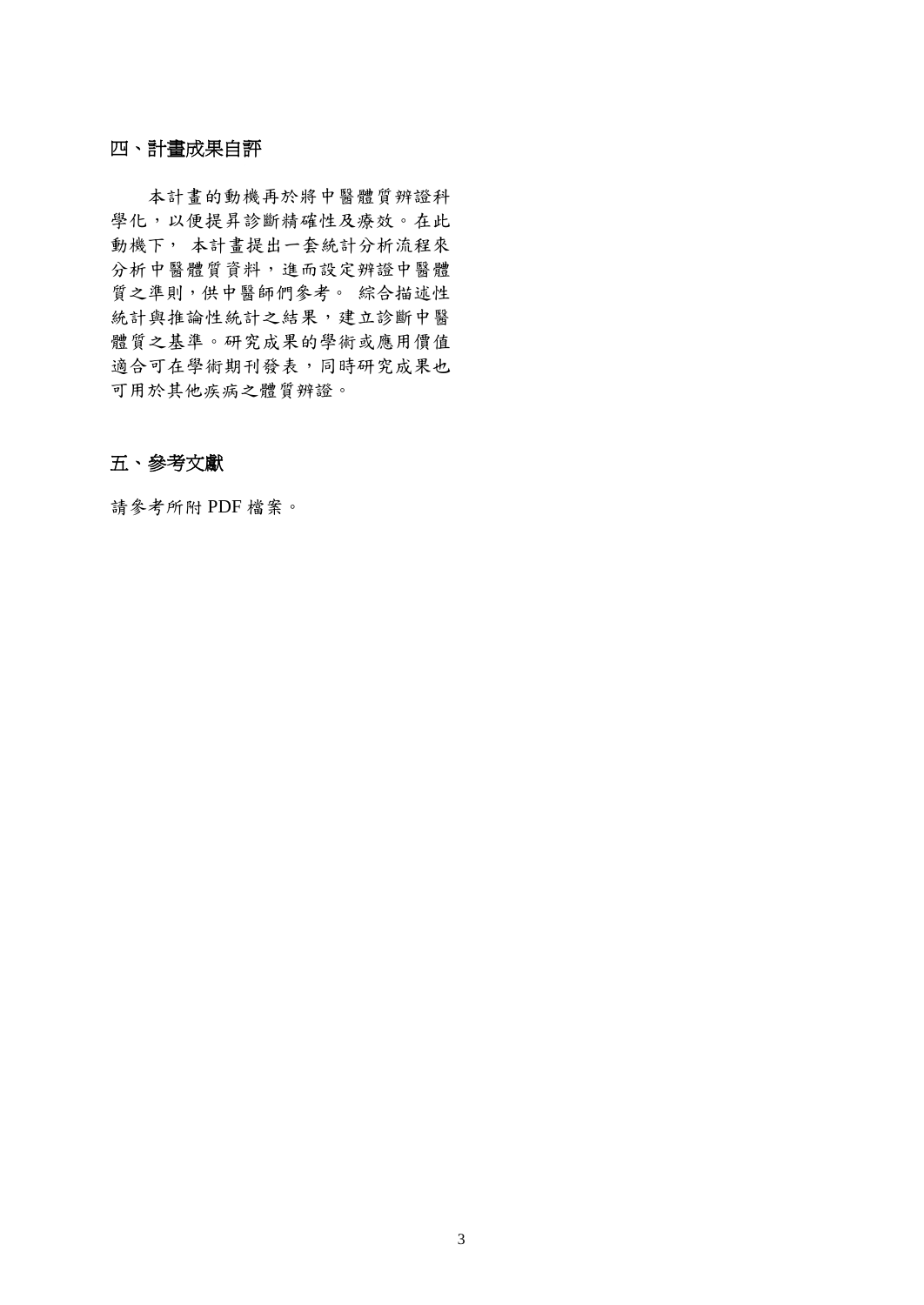## 四、計畫成果自評

本計畫的動機再於將中醫體質辨證科學化，以便提昇診斷精確性及療效。在此動機下， 本計畫提出一套統計分析流程來分析中醫體質資料，進而設定辨證中醫體質之準則，供中醫師們參考。 綜合描述性統計與推論性統計之結果，建立診斷中醫體質之基準。研究成果的學術或應用價值適合可在學術期刊發表，同時研究成果也可用於其他疾病之體質辨證。

## 五、參考文獻

請參考所附 PDF 檔案。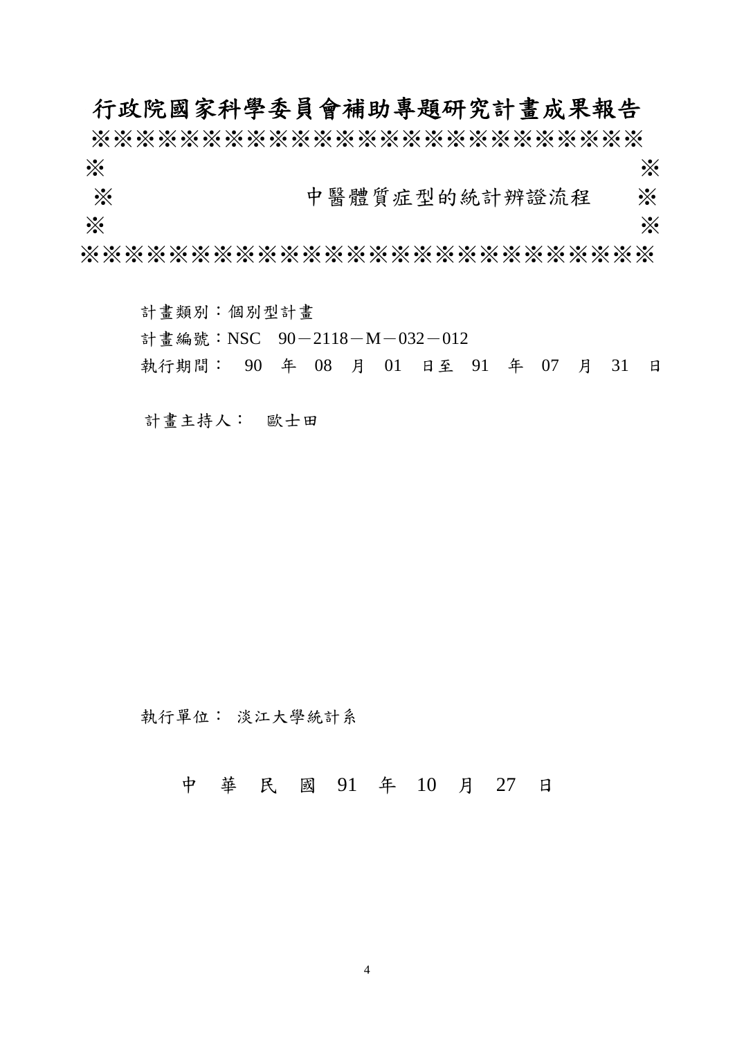# 行政院國家科學委員會補助專題研究計畫成果報告

※※※※※※※※※※※※※※※※※※※※※※※※※※※※

※　　　　　　　　　　　　　　　　　　　　　　　　　　　　※

※　　　　　　　　中醫體質症型的統計辨證流程　　　　※

※　　　　　　　　　　　　　　　　　　　　　　　　　　　　※

※※※※※※※※※※※※※※※※※※※※※※※※※※※※

計畫類別：個別型計畫

計畫編號：NSC　90－2118－M－032－012

執行期間：　90　年　08　月　01　日至　91　年　07　月　31　日

計畫主持人：　歐士田

執行單位：　淡江大學統計系

中　華　民　國　91　年　10　月　27　日